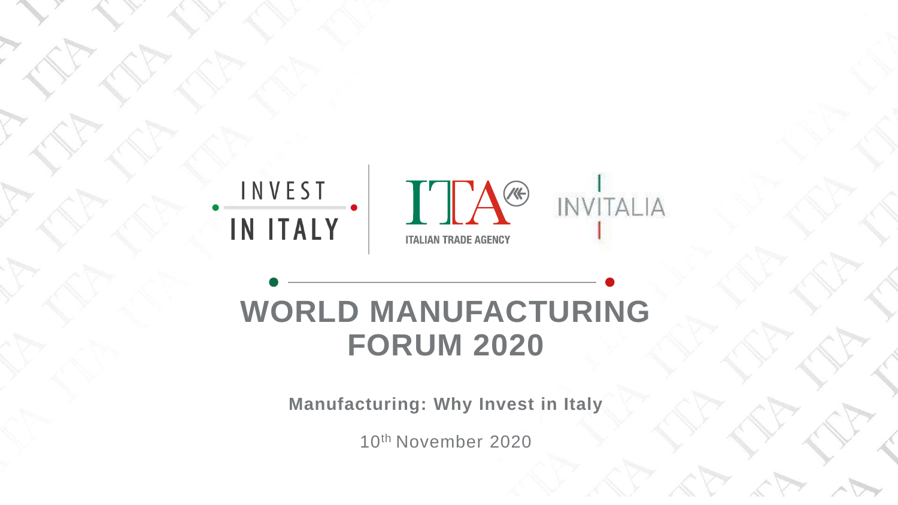INVEST IN ITALY

ITA ITALIAN TRADE AGENCY

INVITALIA

# WORLD MANUFACTURING FORUM 2020

**Manufacturing: Why Invest in Italy**

10th November 2020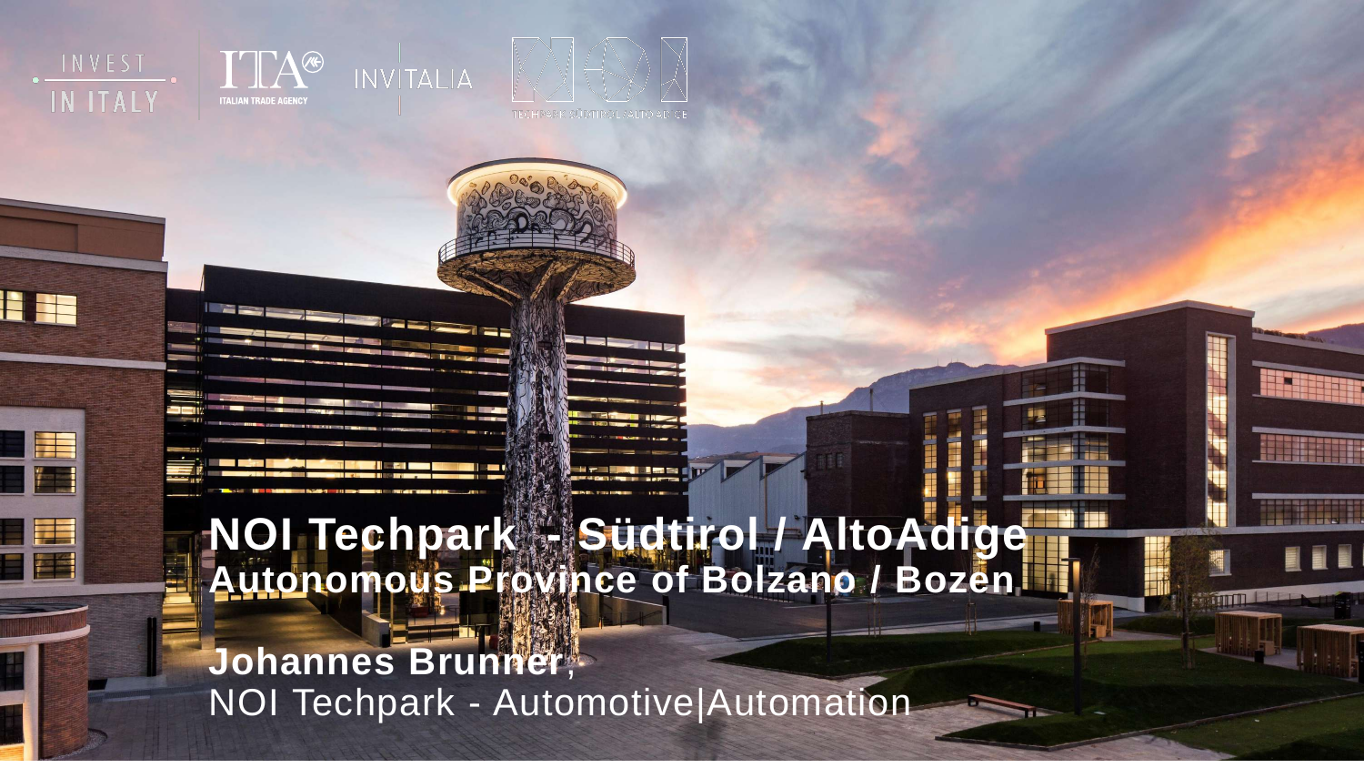# NOI Techpark - Südtirol / AltoAdige

## Autonomous Province of Bolzano / Bozen

**Johannes Brunner**,
NOI Techpark - Automotive|Automation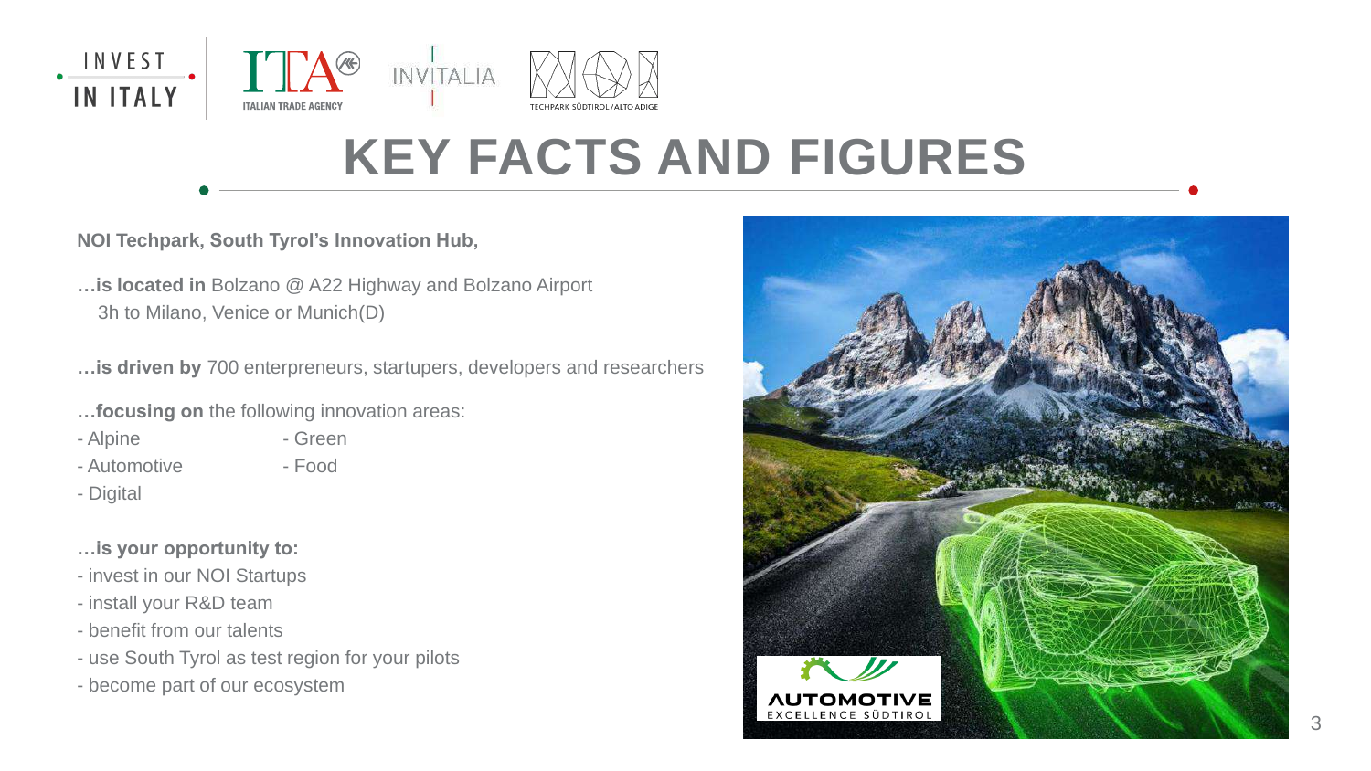# KEY FACTS AND FIGURES

**NOI Techpark, South Tyrol's Innovation Hub,**

**…is located in** Bolzano @ A22 Highway and Bolzano Airport
3h to Milano, Venice or Munich(D)

**…is driven by** 700 enterpreneurs, startupers, developers and researchers

**…focusing on** the following innovation areas:

- Alpine
- Automotive
- Digital
- Green
- Food

**…is your opportunity to:**

- invest in our NOI Startups
- install your R&D team
- benefit from our talents
- use South Tyrol as test region for your pilots
- become part of our ecosystem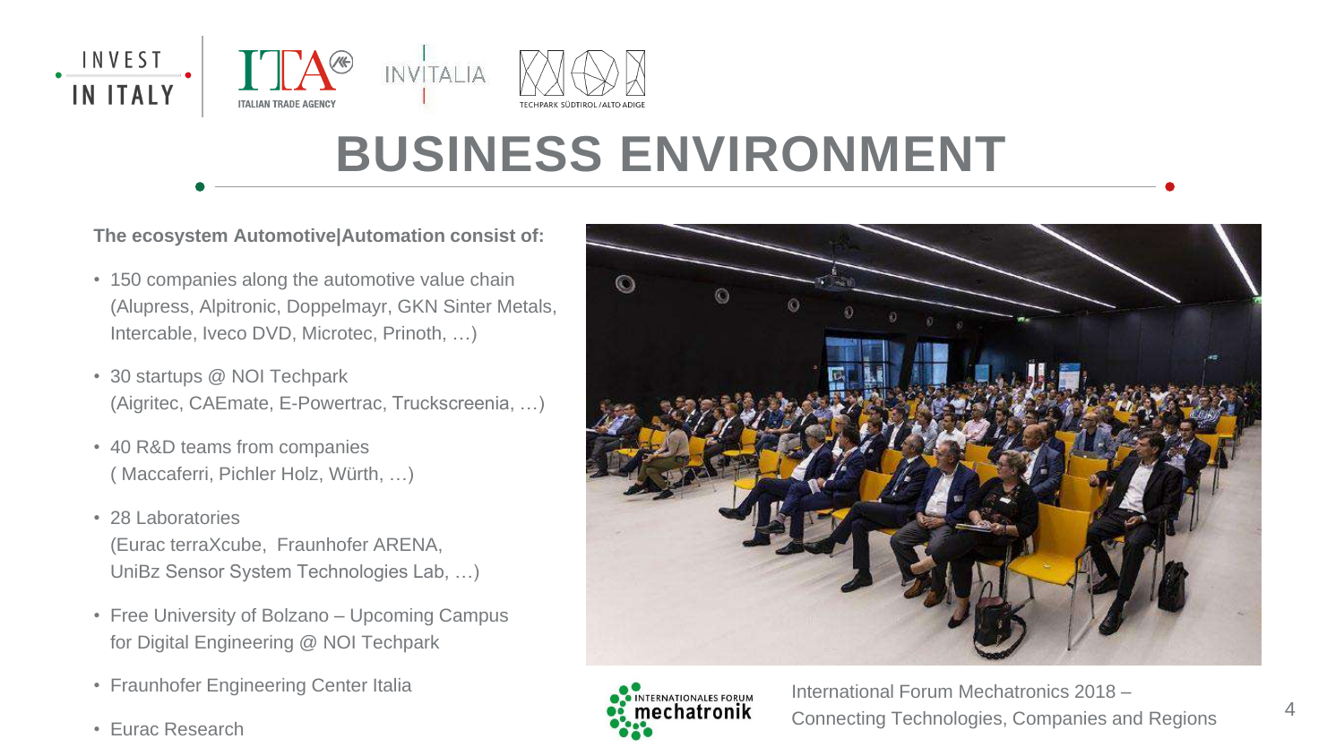# BUSINESS ENVIRONMENT

**The ecosystem Automotive|Automation consist of:**

- 150 companies along the automotive value chain (Alupress, Alpitronic, Doppelmayr, GKN Sinter Metals, Intercable, Iveco DVD, Microtec, Prinoth, …)
- 30 startups @ NOI Techpark (Aigritec, CAEmate, E-Powertrac, Truckscreenia, …)
- 40 R&D teams from companies ( Maccaferri, Pichler Holz, Würth, …)
- 28 Laboratories (Eurac terraXcube, Fraunhofer ARENA, UniBz Sensor System Technologies Lab, …)
- Free University of Bolzano – Upcoming Campus for Digital Engineering @ NOI Techpark
- Fraunhofer Engineering Center Italia
- Eurac Research

International Forum Mechatronics 2018 – Connecting Technologies, Companies and Regions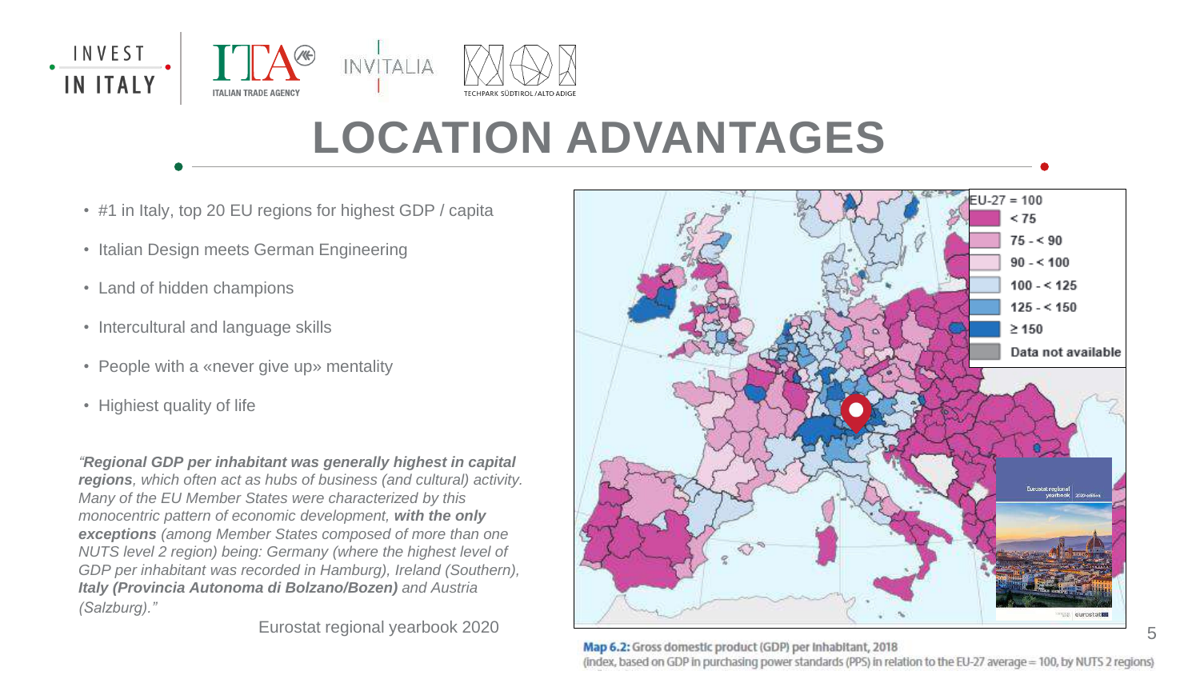# LOCATION ADVANTAGES

- #1 in Italy, top 20 EU regions for highest GDP / capita
- Italian Design meets German Engineering
- Land of hidden champions
- Intercultural and language skills
- People with a «never give up» mentality
- Highiest quality of life

*"**Regional GDP per inhabitant was generally highest in capital regions**, which often act as hubs of business (and cultural) activity. Many of the EU Member States were characterized by this monocentric pattern of economic development, **with the only exceptions** (among Member States composed of more than one NUTS level 2 region) being: Germany (where the highest level of GDP per inhabitant was recorded in Hamburg), Ireland (Southern), **Italy (Provincia Autonoma di Bolzano/Bozen)** and Austria (Salzburg)."*

Eurostat regional yearbook 2020

| EU-27 = 100 |
| --- |
| < 75 |
| 75 - < 90 |
| 90 - < 100 |
| 100 - < 125 |
| 125 - < 150 |
| ≥ 150 |
| Data not available |

**Map 6.2:** Gross domestic product (GDP) per inhabitant, 2018
(index, based on GDP in purchasing power standards (PPS) in relation to the EU-27 average = 100, by NUTS 2 regions)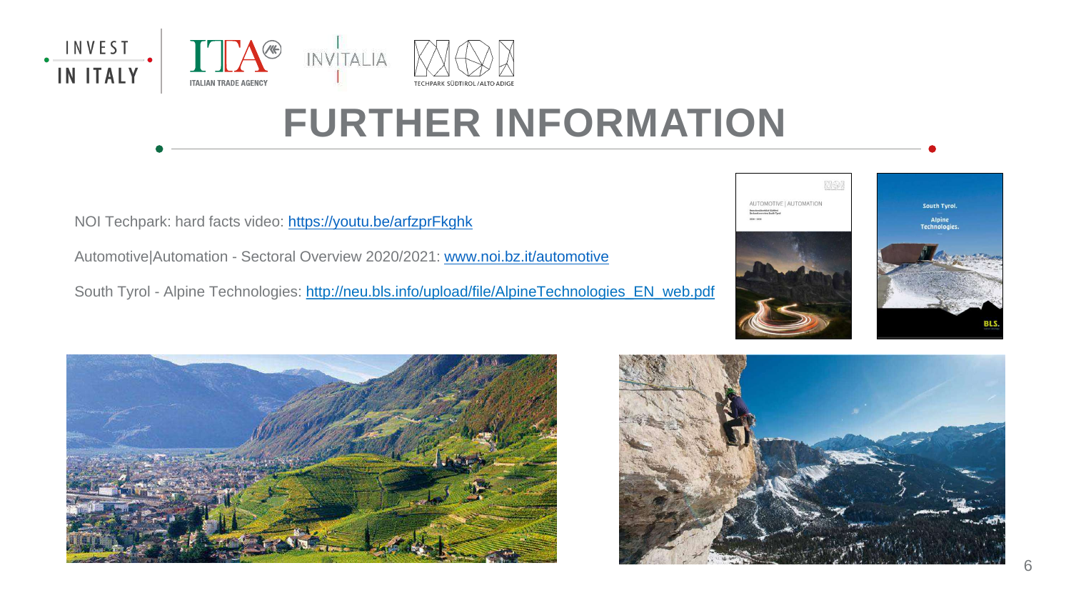# FURTHER INFORMATION

NOI Techpark: hard facts video: https://youtu.be/arfzprFkghk

Automotive|Automation - Sectoral Overview 2020/2021: www.noi.bz.it/automotive

South Tyrol - Alpine Technologies: http://neu.bls.info/upload/file/AlpineTechnologies_EN_web.pdf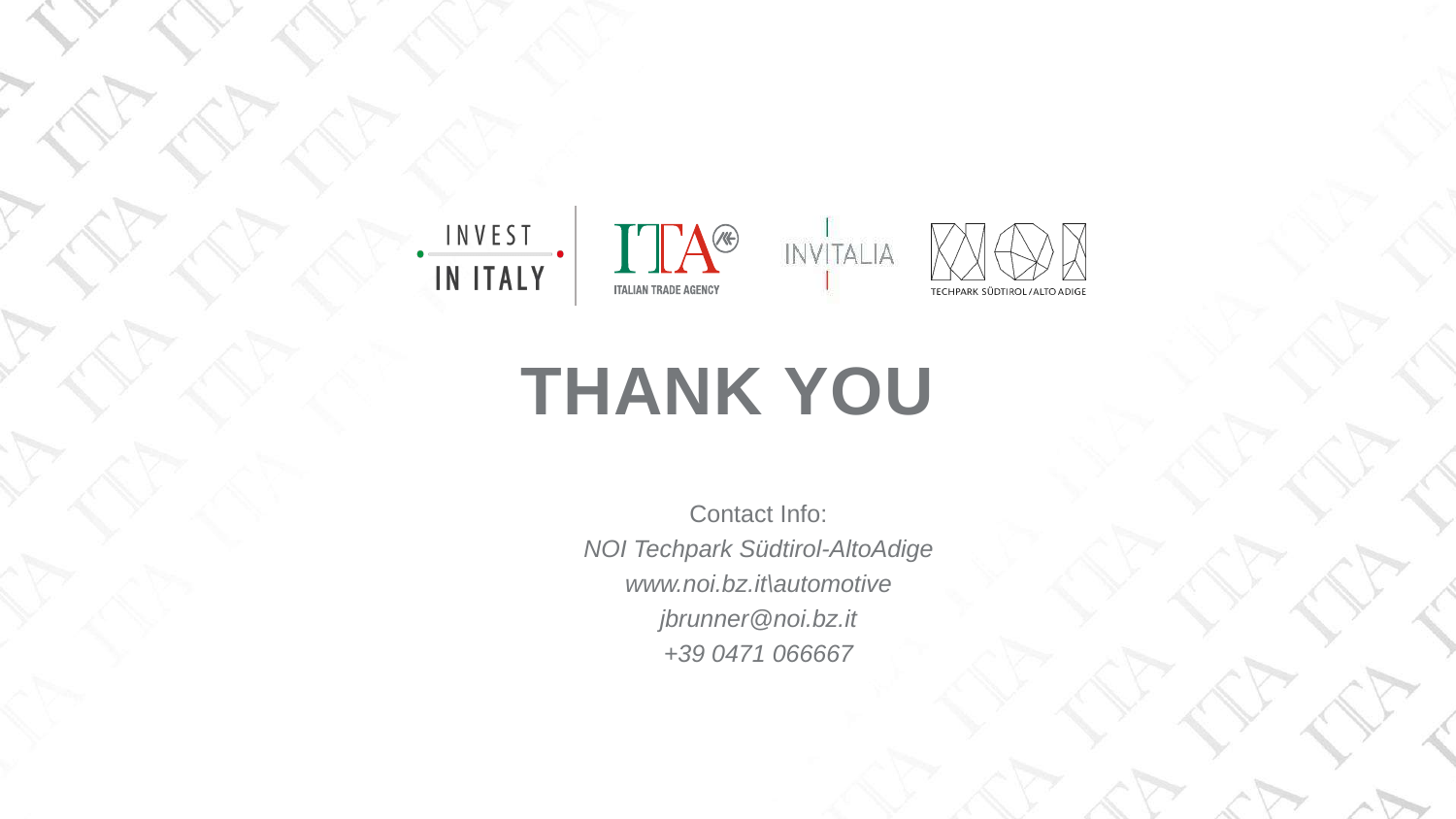INVEST IN ITALY

ITA ITALIAN TRADE AGENCY

INVITALIA

NOI TECHPARK SÜDTIROL / ALTO ADIGE

# THANK YOU

Contact Info:

*NOI Techpark Südtirol-AltoAdige*

*www.noi.bz.it\automotive*

*jbrunner@noi.bz.it*

*+39 0471 066667*